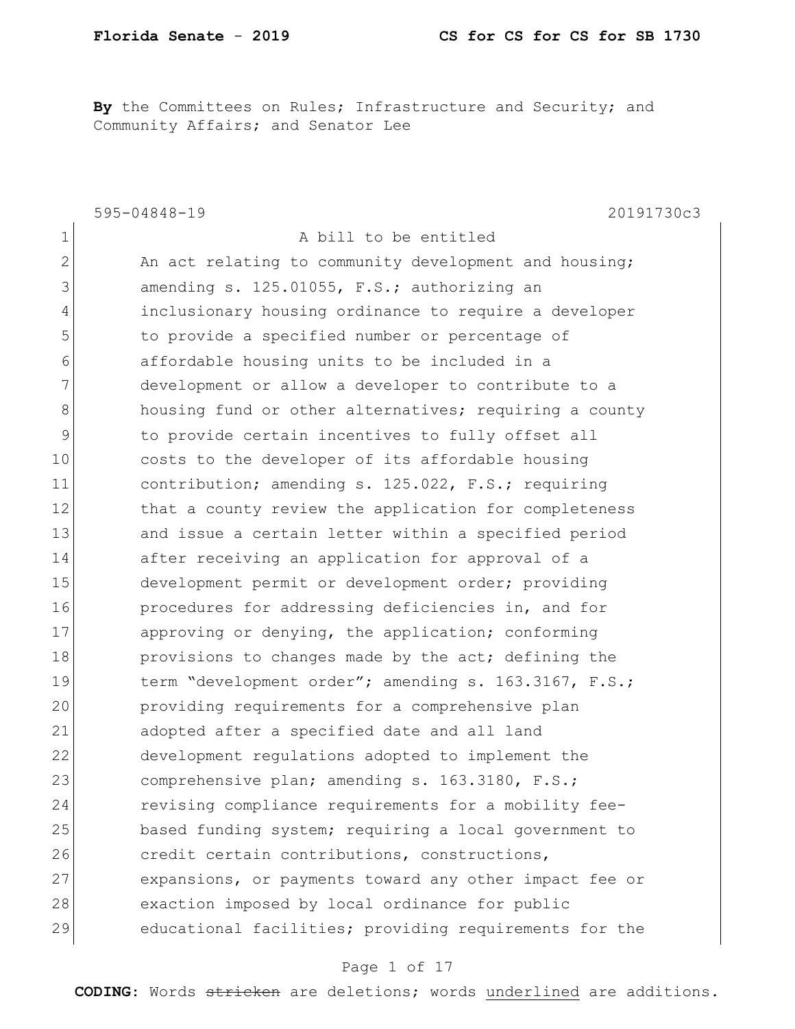**By** the Committees on Rules; Infrastructure and Security; and Community Affairs; and Senator Lee

595-04848-19 20191730c3

1 A bill to be entitled
2 An act relating to community development and housing;
3 amending s. 125.01055, F.S.; authorizing an
4 inclusionary housing ordinance to require a developer
5 to provide a specified number or percentage of
6 affordable housing units to be included in a
7 development or allow a developer to contribute to a
8 housing fund or other alternatives; requiring a county
9 to provide certain incentives to fully offset all
10 costs to the developer of its affordable housing
11 contribution; amending s. 125.022, F.S.; requiring
12 that a county review the application for completeness
13 and issue a certain letter within a specified period
14 after receiving an application for approval of a
15 development permit or development order; providing
16 procedures for addressing deficiencies in, and for
17 approving or denying, the application; conforming
18 provisions to changes made by the act; defining the
19 term "development order"; amending s. 163.3167, F.S.;
20 providing requirements for a comprehensive plan
21 adopted after a specified date and all land
22 development regulations adopted to implement the
23 comprehensive plan; amending s. 163.3180, F.S.;
24 revising compliance requirements for a mobility fee-
25 based funding system; requiring a local government to
26 credit certain contributions, constructions,
27 expansions, or payments toward any other impact fee or
28 exaction imposed by local ordinance for public
29 educational facilities; providing requirements for the

**CODING:** Words ~~stricken~~ are deletions; words <u>underlined</u> are additions.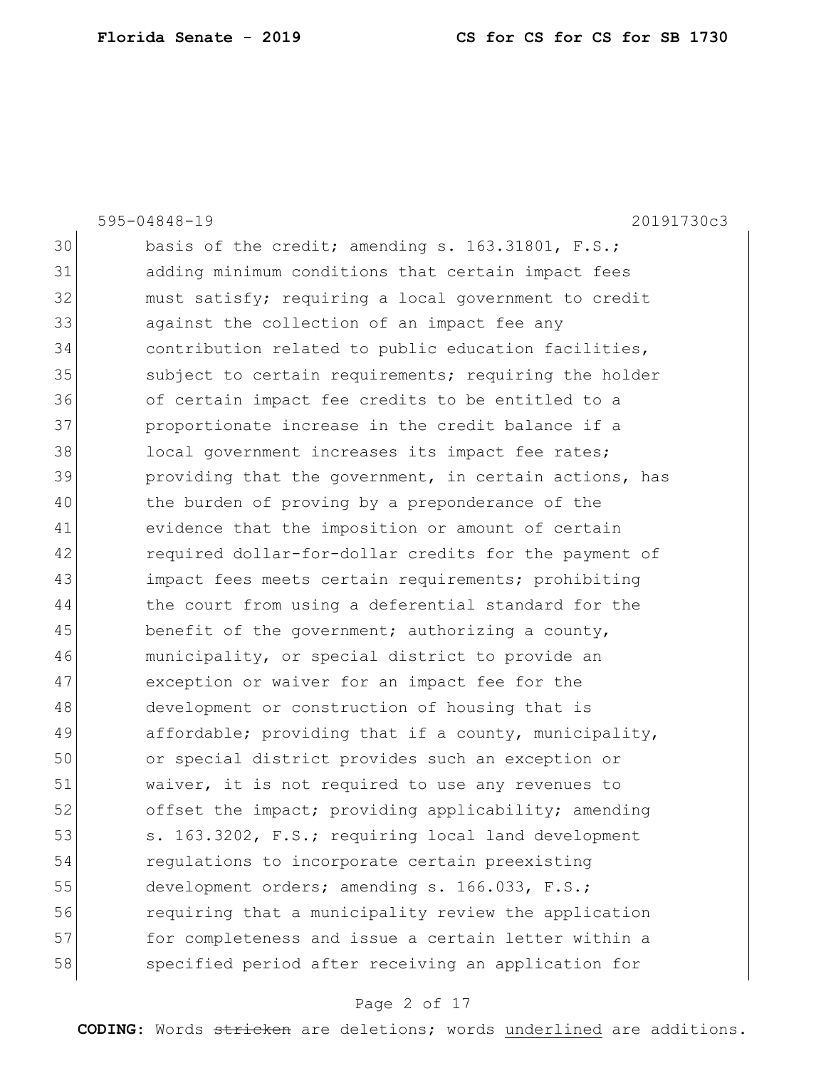595-04848-19 20191730c3

30 basis of the credit; amending s. 163.31801, F.S.;
31 adding minimum conditions that certain impact fees
32 must satisfy; requiring a local government to credit
33 against the collection of an impact fee any
34 contribution related to public education facilities,
35 subject to certain requirements; requiring the holder
36 of certain impact fee credits to be entitled to a
37 proportionate increase in the credit balance if a
38 local government increases its impact fee rates;
39 providing that the government, in certain actions, has
40 the burden of proving by a preponderance of the
41 evidence that the imposition or amount of certain
42 required dollar-for-dollar credits for the payment of
43 impact fees meets certain requirements; prohibiting
44 the court from using a deferential standard for the
45 benefit of the government; authorizing a county,
46 municipality, or special district to provide an
47 exception or waiver for an impact fee for the
48 development or construction of housing that is
49 affordable; providing that if a county, municipality,
50 or special district provides such an exception or
51 waiver, it is not required to use any revenues to
52 offset the impact; providing applicability; amending
53 s. 163.3202, F.S.; requiring local land development
54 regulations to incorporate certain preexisting
55 development orders; amending s. 166.033, F.S.;
56 requiring that a municipality review the application
57 for completeness and issue a certain letter within a
58 specified period after receiving an application for

**CODING:** Words ~~stricken~~ are deletions; words underlined are additions.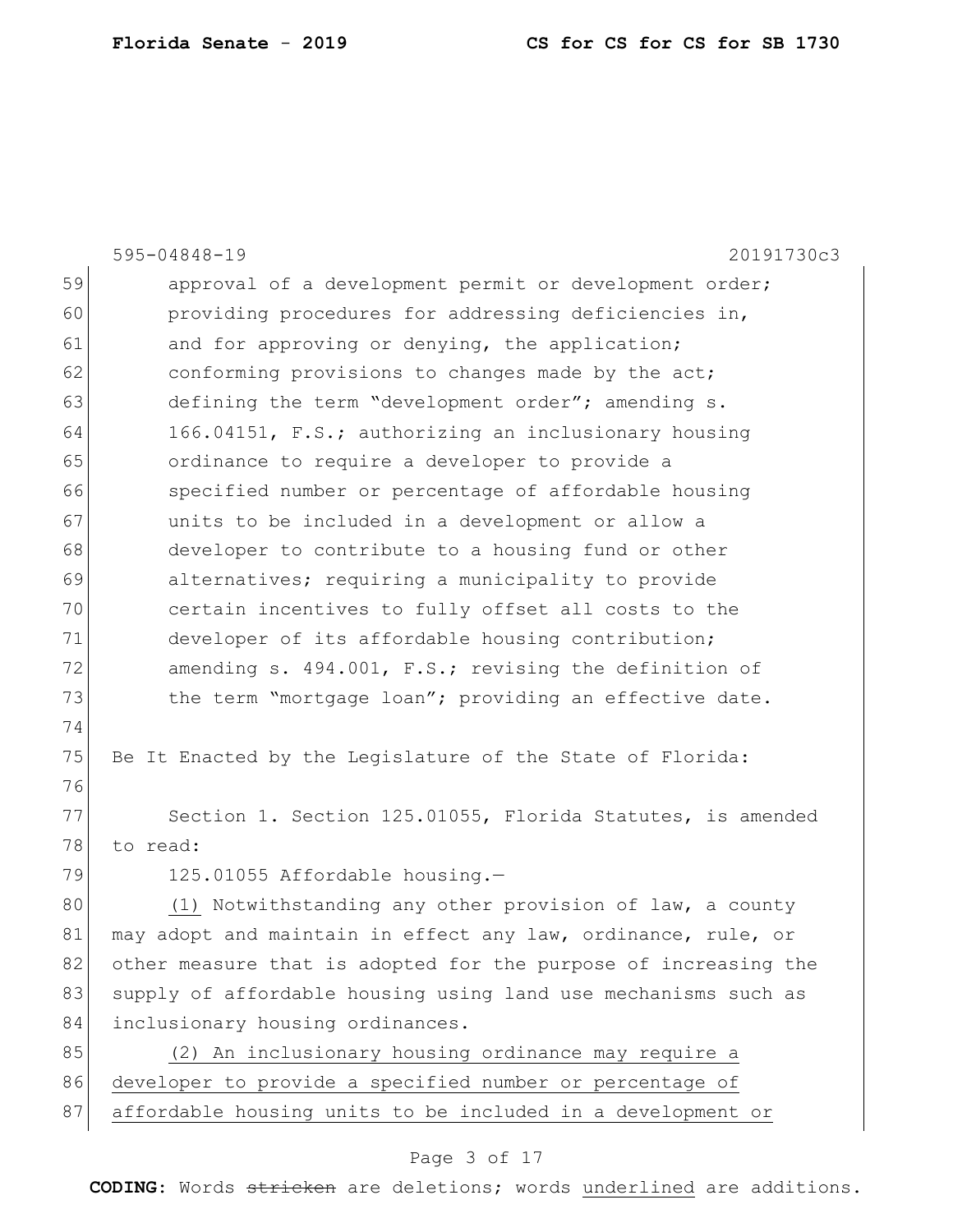approval of a development permit or development order; providing procedures for addressing deficiencies in, and for approving or denying, the application; conforming provisions to changes made by the act; defining the term "development order"; amending s. 166.04151, F.S.; authorizing an inclusionary housing ordinance to require a developer to provide a specified number or percentage of affordable housing units to be included in a development or allow a developer to contribute to a housing fund or other alternatives; requiring a municipality to provide certain incentives to fully offset all costs to the developer of its affordable housing contribution; amending s. 494.001, F.S.; revising the definition of the term "mortgage loan"; providing an effective date.

Be It Enacted by the Legislature of the State of Florida:

Section 1. Section 125.01055, Florida Statutes, is amended to read:

125.01055 Affordable housing.—

<u>(1)</u> Notwithstanding any other provision of law, a county may adopt and maintain in effect any law, ordinance, rule, or other measure that is adopted for the purpose of increasing the supply of affordable housing using land use mechanisms such as inclusionary housing ordinances.

<u>(2) An inclusionary housing ordinance may require a developer to provide a specified number or percentage of affordable housing units to be included in a development or</u>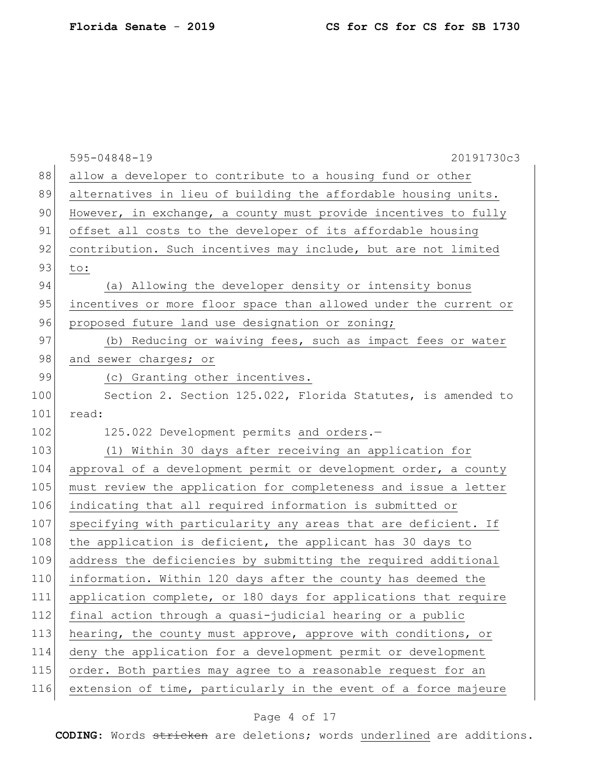allow a developer to contribute to a housing fund or other alternatives in lieu of building the affordable housing units. However, in exchange, a county must provide incentives to fully offset all costs to the developer of its affordable housing contribution. Such incentives may include, but are not limited to:

(a) Allowing the developer density or intensity bonus incentives or more floor space than allowed under the current or proposed future land use designation or zoning;

(b) Reducing or waiving fees, such as impact fees or water and sewer charges; or

(c) Granting other incentives.

Section 2. Section 125.022, Florida Statutes, is amended to read:

125.022 Development permits and orders.—

(1) Within 30 days after receiving an application for approval of a development permit or development order, a county must review the application for completeness and issue a letter indicating that all required information is submitted or specifying with particularity any areas that are deficient. If the application is deficient, the applicant has 30 days to address the deficiencies by submitting the required additional information. Within 120 days after the county has deemed the application complete, or 180 days for applications that require final action through a quasi-judicial hearing or a public hearing, the county must approve, approve with conditions, or deny the application for a development permit or development order. Both parties may agree to a reasonable request for an extension of time, particularly in the event of a force majeure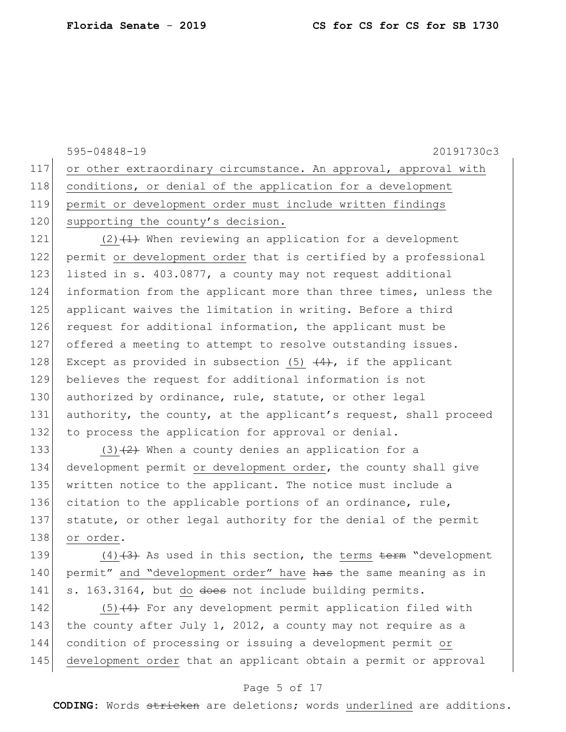or other extraordinary circumstance. An approval, approval with conditions, or denial of the application for a development permit or development order must include written findings supporting the county's decision.

(2) ~~(1)~~ When reviewing an application for a development permit or development order that is certified by a professional listed in s. 403.0877, a county may not request additional information from the applicant more than three times, unless the applicant waives the limitation in writing. Before a third request for additional information, the applicant must be offered a meeting to attempt to resolve outstanding issues. Except as provided in subsection (5) ~~(4)~~, if the applicant believes the request for additional information is not authorized by ordinance, rule, statute, or other legal authority, the county, at the applicant's request, shall proceed to process the application for approval or denial.

(3) ~~(2)~~ When a county denies an application for a development permit or development order, the county shall give written notice to the applicant. The notice must include a citation to the applicable portions of an ordinance, rule, statute, or other legal authority for the denial of the permit or order.

(4) ~~(3)~~ As used in this section, the terms ~~term~~ "development permit" and "development order" have ~~has~~ the same meaning as in s. 163.3164, but do ~~does~~ not include building permits.

(5) ~~(4)~~ For any development permit application filed with the county after July 1, 2012, a county may not require as a condition of processing or issuing a development permit or development order that an applicant obtain a permit or approval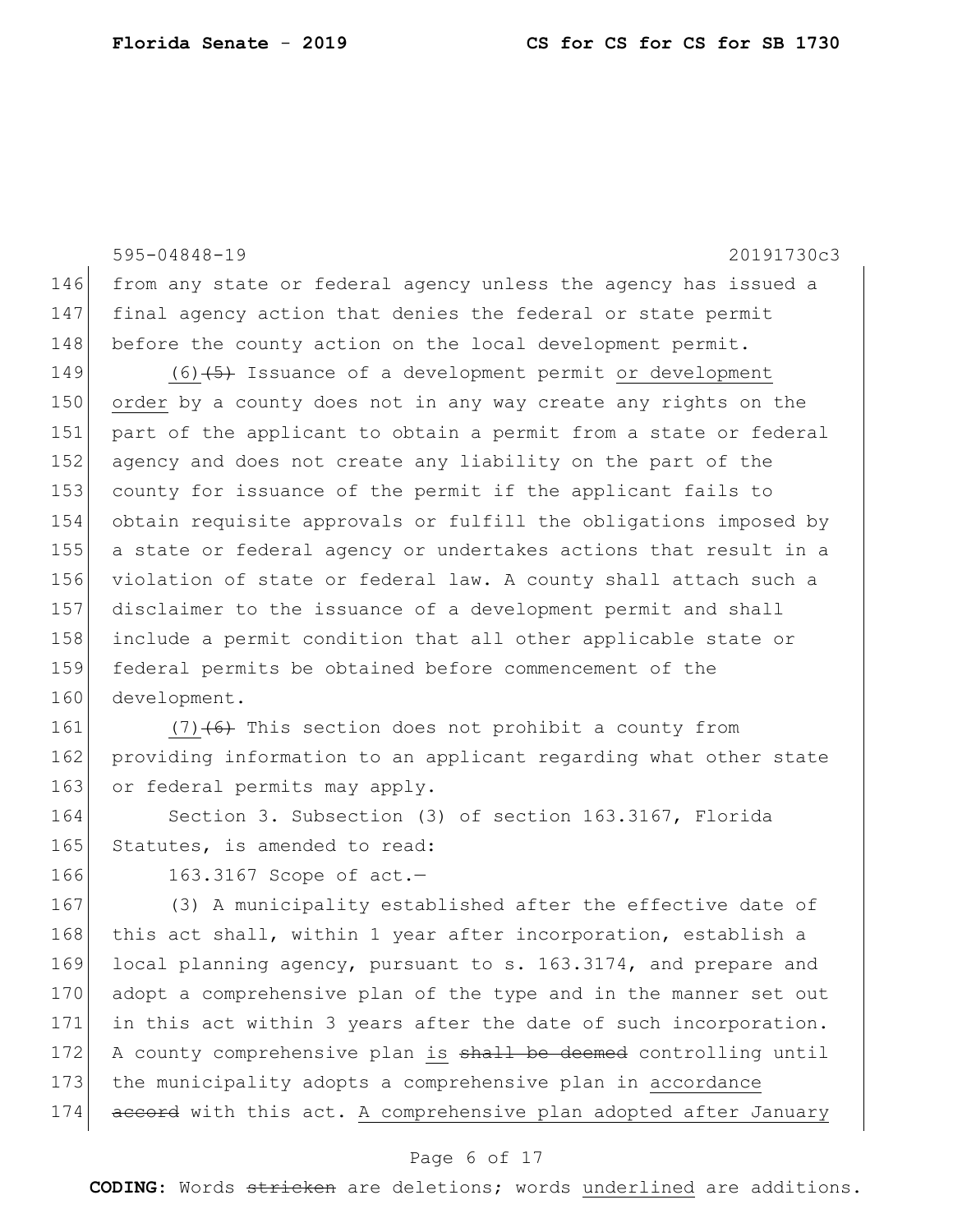from any state or federal agency unless the agency has issued a final agency action that denies the federal or state permit before the county action on the local development permit.

(6) ~~(5)~~ Issuance of a development permit <u>or development order</u> by a county does not in any way create any rights on the part of the applicant to obtain a permit from a state or federal agency and does not create any liability on the part of the county for issuance of the permit if the applicant fails to obtain requisite approvals or fulfill the obligations imposed by a state or federal agency or undertakes actions that result in a violation of state or federal law. A county shall attach such a disclaimer to the issuance of a development permit and shall include a permit condition that all other applicable state or federal permits be obtained before commencement of the development.

<u>(7)</u> ~~(6)~~ This section does not prohibit a county from providing information to an applicant regarding what other state or federal permits may apply.

Section 3. Subsection (3) of section 163.3167, Florida Statutes, is amended to read:

163.3167 Scope of act.—

(3) A municipality established after the effective date of this act shall, within 1 year after incorporation, establish a local planning agency, pursuant to s. 163.3174, and prepare and adopt a comprehensive plan of the type and in the manner set out in this act within 3 years after the date of such incorporation. A county comprehensive plan <u>is</u> ~~shall be deemed~~ controlling until the municipality adopts a comprehensive plan in <u>accordance</u> ~~accord~~ with this act. <u>A comprehensive plan adopted after January</u>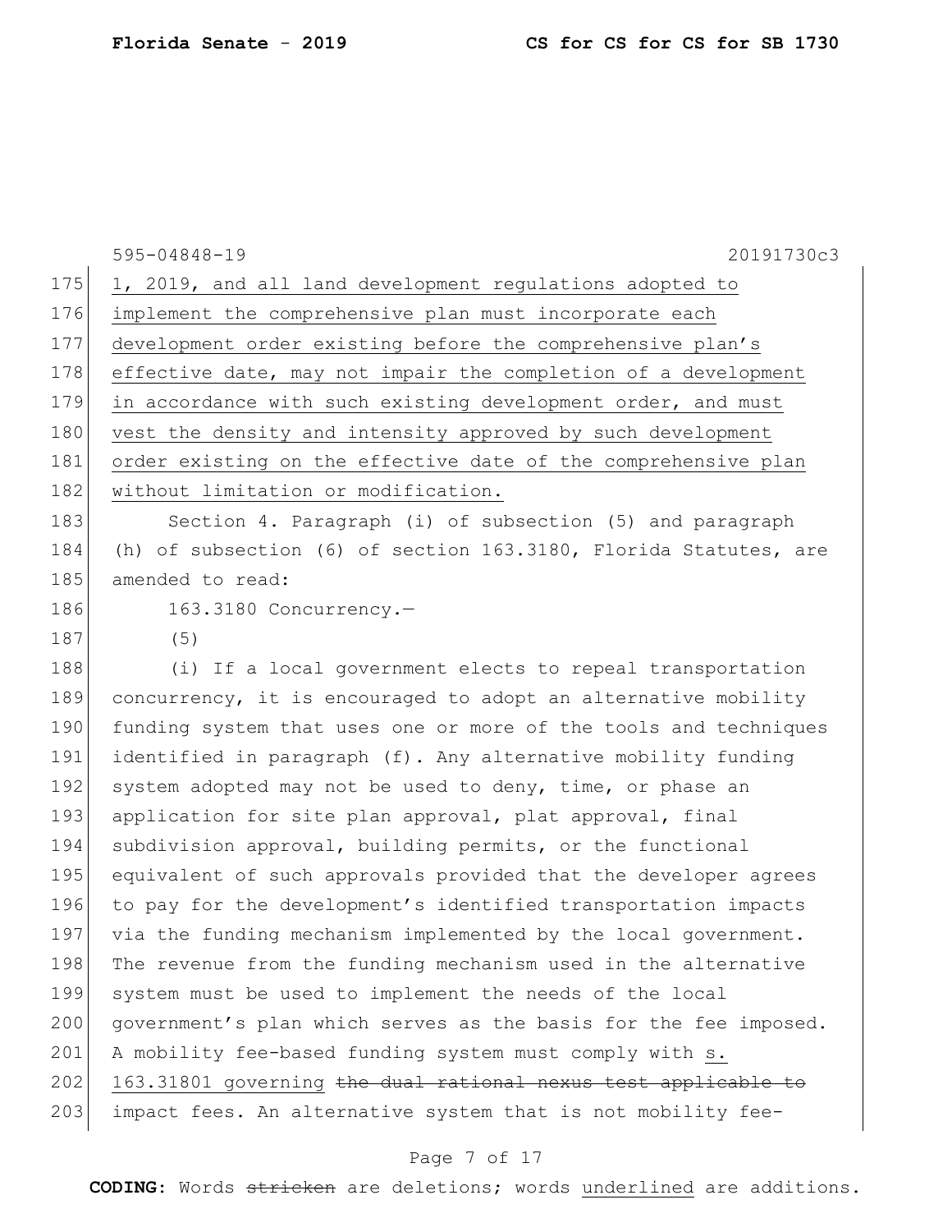1, 2019, and all land development regulations adopted to implement the comprehensive plan must incorporate each development order existing before the comprehensive plan's effective date, may not impair the completion of a development in accordance with such existing development order, and must vest the density and intensity approved by such development order existing on the effective date of the comprehensive plan without limitation or modification.

Section 4. Paragraph (i) of subsection (5) and paragraph (h) of subsection (6) of section 163.3180, Florida Statutes, are amended to read:

163.3180 Concurrency.—

(5)

(i) If a local government elects to repeal transportation concurrency, it is encouraged to adopt an alternative mobility funding system that uses one or more of the tools and techniques identified in paragraph (f). Any alternative mobility funding system adopted may not be used to deny, time, or phase an application for site plan approval, plat approval, final subdivision approval, building permits, or the functional equivalent of such approvals provided that the developer agrees to pay for the development's identified transportation impacts via the funding mechanism implemented by the local government. The revenue from the funding mechanism used in the alternative system must be used to implement the needs of the local government's plan which serves as the basis for the fee imposed. A mobility fee-based funding system must comply with s. 163.31801 governing ~~the dual rational nexus test applicable to~~ impact fees. An alternative system that is not mobility fee-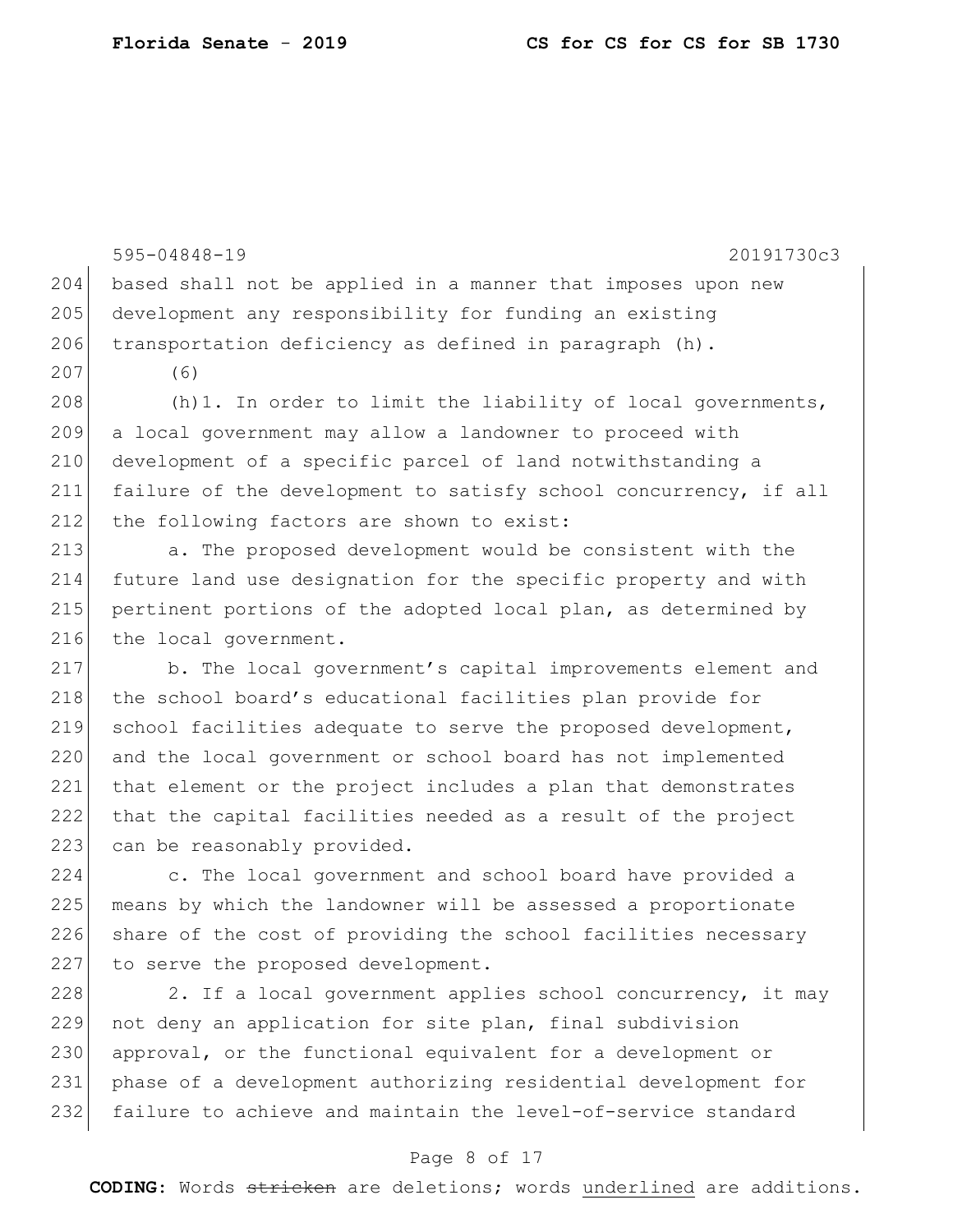based shall not be applied in a manner that imposes upon new development any responsibility for funding an existing transportation deficiency as defined in paragraph (h).

(6)

(h)1. In order to limit the liability of local governments, a local government may allow a landowner to proceed with development of a specific parcel of land notwithstanding a failure of the development to satisfy school concurrency, if all the following factors are shown to exist:

a. The proposed development would be consistent with the future land use designation for the specific property and with pertinent portions of the adopted local plan, as determined by the local government.

b. The local government's capital improvements element and the school board's educational facilities plan provide for school facilities adequate to serve the proposed development, and the local government or school board has not implemented that element or the project includes a plan that demonstrates that the capital facilities needed as a result of the project can be reasonably provided.

c. The local government and school board have provided a means by which the landowner will be assessed a proportionate share of the cost of providing the school facilities necessary to serve the proposed development.

2. If a local government applies school concurrency, it may not deny an application for site plan, final subdivision approval, or the functional equivalent for a development or phase of a development authorizing residential development for failure to achieve and maintain the level-of-service standard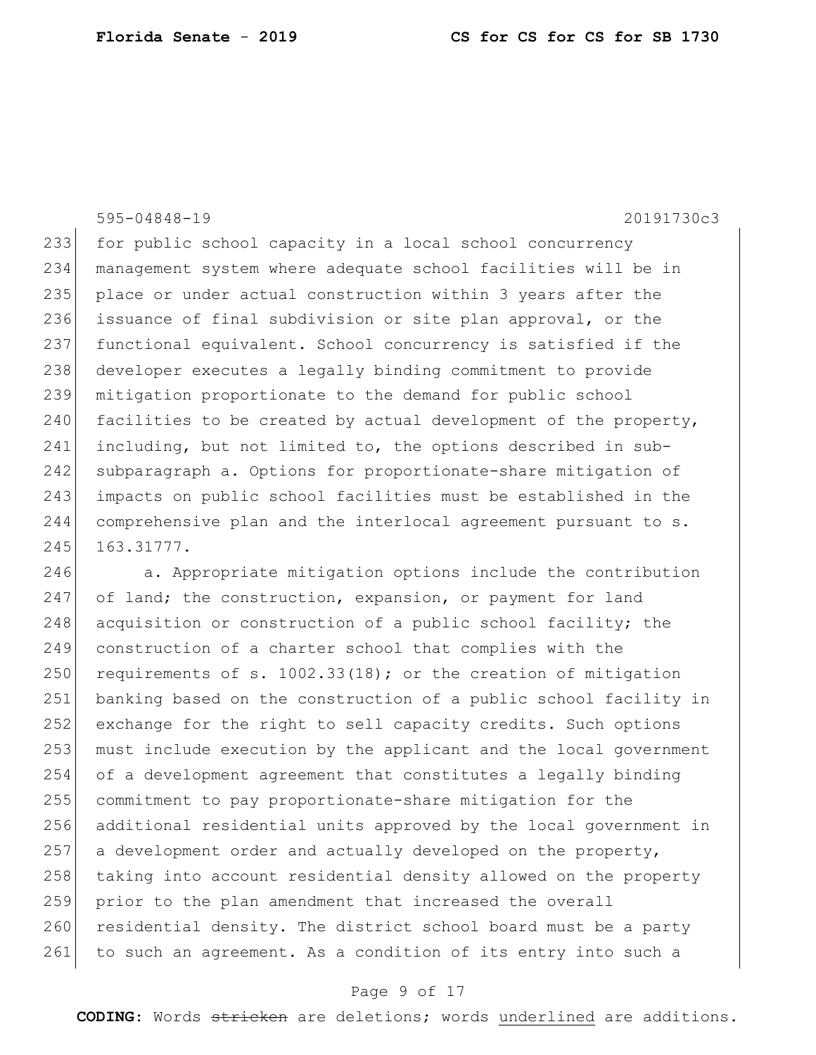for public school capacity in a local school concurrency management system where adequate school facilities will be in place or under actual construction within 3 years after the issuance of final subdivision or site plan approval, or the functional equivalent. School concurrency is satisfied if the developer executes a legally binding commitment to provide mitigation proportionate to the demand for public school facilities to be created by actual development of the property, including, but not limited to, the options described in sub-subparagraph a. Options for proportionate-share mitigation of impacts on public school facilities must be established in the comprehensive plan and the interlocal agreement pursuant to s. 163.31777.

a. Appropriate mitigation options include the contribution of land; the construction, expansion, or payment for land acquisition or construction of a public school facility; the construction of a charter school that complies with the requirements of s. 1002.33(18); or the creation of mitigation banking based on the construction of a public school facility in exchange for the right to sell capacity credits. Such options must include execution by the applicant and the local government of a development agreement that constitutes a legally binding commitment to pay proportionate-share mitigation for the additional residential units approved by the local government in a development order and actually developed on the property, taking into account residential density allowed on the property prior to the plan amendment that increased the overall residential density. The district school board must be a party to such an agreement. As a condition of its entry into such a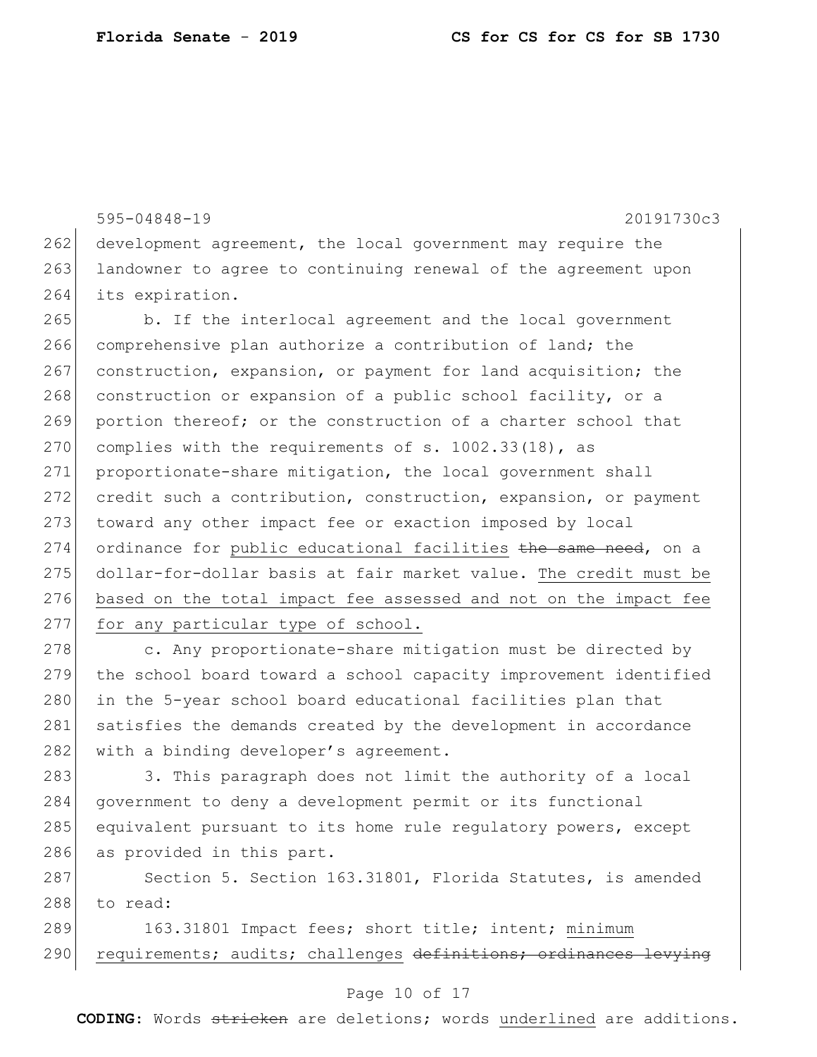development agreement, the local government may require the landowner to agree to continuing renewal of the agreement upon its expiration.

b. If the interlocal agreement and the local government comprehensive plan authorize a contribution of land; the construction, expansion, or payment for land acquisition; the construction or expansion of a public school facility, or a portion thereof; or the construction of a charter school that complies with the requirements of s. 1002.33(18), as proportionate-share mitigation, the local government shall credit such a contribution, construction, expansion, or payment toward any other impact fee or exaction imposed by local ordinance for <u>public educational facilities</u> ~~the same need~~, on a dollar-for-dollar basis at fair market value. <u>The credit must be based on the total impact fee assessed and not on the impact fee for any particular type of school.</u>

c. Any proportionate-share mitigation must be directed by the school board toward a school capacity improvement identified in the 5-year school board educational facilities plan that satisfies the demands created by the development in accordance with a binding developer's agreement.

3. This paragraph does not limit the authority of a local government to deny a development permit or its functional equivalent pursuant to its home rule regulatory powers, except as provided in this part.

Section 5. Section 163.31801, Florida Statutes, is amended to read:

163.31801 Impact fees; short title; intent; <u>minimum requirements; audits; challenges</u> ~~definitions; ordinances levying~~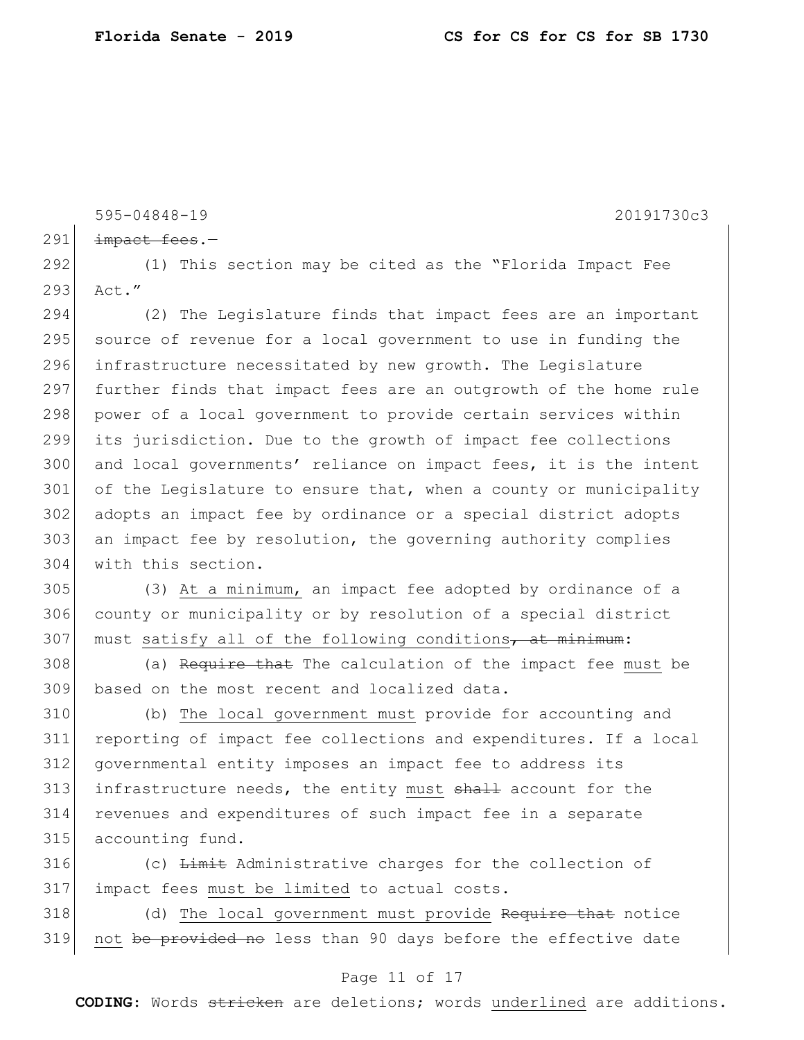595-04848-19 20191730c3

291 ~~impact fees~~.—

292 (1) This section may be cited as the "Florida Impact Fee
293 Act."

294 (2) The Legislature finds that impact fees are an important
295 source of revenue for a local government to use in funding the
296 infrastructure necessitated by new growth. The Legislature
297 further finds that impact fees are an outgrowth of the home rule
298 power of a local government to provide certain services within
299 its jurisdiction. Due to the growth of impact fee collections
300 and local governments' reliance on impact fees, it is the intent
301 of the Legislature to ensure that, when a county or municipality
302 adopts an impact fee by ordinance or a special district adopts
303 an impact fee by resolution, the governing authority complies
304 with this section.

305 (3) <u>At a minimum,</u> an impact fee adopted by ordinance of a
306 county or municipality or by resolution of a special district
307 must <u>satisfy all of the following conditions</u>~~, at minimum~~:

308 (a) ~~Require that~~ The calculation of the impact fee <u>must</u> be
309 based on the most recent and localized data.

310 (b) <u>The local government must</u> provide for accounting and
311 reporting of impact fee collections and expenditures. If a local
312 governmental entity imposes an impact fee to address its
313 infrastructure needs, the entity <u>must</u> ~~shall~~ account for the
314 revenues and expenditures of such impact fee in a separate
315 accounting fund.

316 (c) ~~Limit~~ Administrative charges for the collection of
317 impact fees <u>must be limited</u> to actual costs.

318 (d) <u>The local government must provide</u> ~~Require that~~ notice
319 <u>not</u> ~~be provided no~~ less than 90 days before the effective date

**CODING:** Words ~~stricken~~ are deletions; words <u>underlined</u> are additions.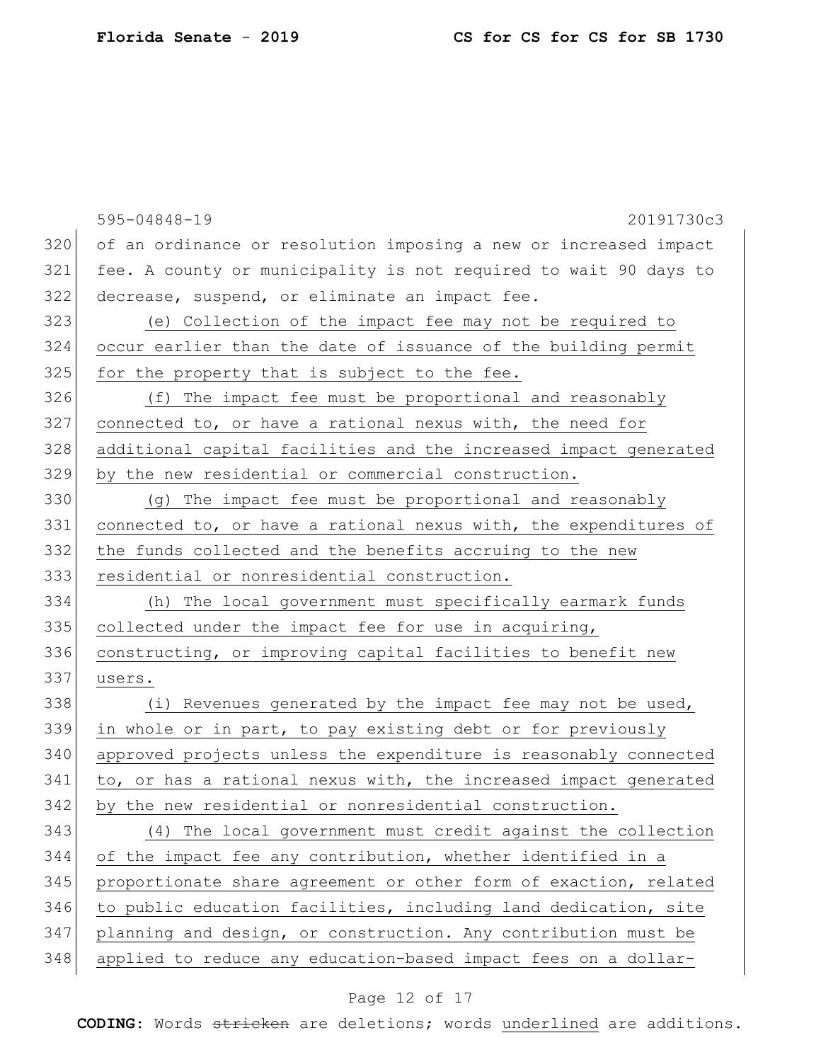of an ordinance or resolution imposing a new or increased impact fee. A county or municipality is not required to wait 90 days to decrease, suspend, or eliminate an impact fee.

(e) Collection of the impact fee may not be required to occur earlier than the date of issuance of the building permit for the property that is subject to the fee.

(f) The impact fee must be proportional and reasonably connected to, or have a rational nexus with, the need for additional capital facilities and the increased impact generated by the new residential or commercial construction.

(g) The impact fee must be proportional and reasonably connected to, or have a rational nexus with, the expenditures of the funds collected and the benefits accruing to the new residential or nonresidential construction.

(h) The local government must specifically earmark funds collected under the impact fee for use in acquiring, constructing, or improving capital facilities to benefit new users.

(i) Revenues generated by the impact fee may not be used, in whole or in part, to pay existing debt or for previously approved projects unless the expenditure is reasonably connected to, or has a rational nexus with, the increased impact generated by the new residential or nonresidential construction.

(4) The local government must credit against the collection of the impact fee any contribution, whether identified in a proportionate share agreement or other form of exaction, related to public education facilities, including land dedication, site planning and design, or construction. Any contribution must be applied to reduce any education-based impact fees on a dollar-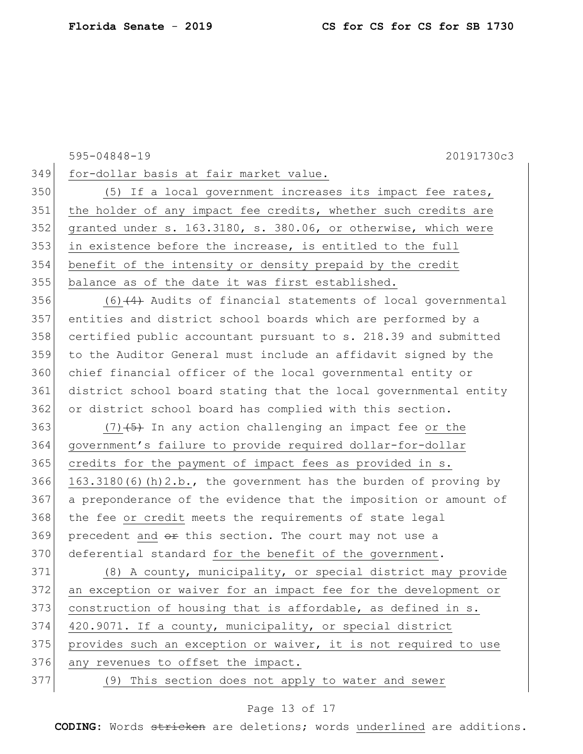for-dollar basis at fair market value.

(5) If a local government increases its impact fee rates, the holder of any impact fee credits, whether such credits are granted under s. 163.3180, s. 380.06, or otherwise, which were in existence before the increase, is entitled to the full benefit of the intensity or density prepaid by the credit balance as of the date it was first established.

(6)~~(4)~~ Audits of financial statements of local governmental entities and district school boards which are performed by a certified public accountant pursuant to s. 218.39 and submitted to the Auditor General must include an affidavit signed by the chief financial officer of the local governmental entity or district school board stating that the local governmental entity or district school board has complied with this section.

(7)~~(5)~~ In any action challenging an impact fee or the government's failure to provide required dollar-for-dollar credits for the payment of impact fees as provided in s. 163.3180(6)(h)2.b., the government has the burden of proving by a preponderance of the evidence that the imposition or amount of the fee or credit meets the requirements of state legal precedent and ~~or~~ this section. The court may not use a deferential standard for the benefit of the government.

(8) A county, municipality, or special district may provide an exception or waiver for an impact fee for the development or construction of housing that is affordable, as defined in s. 420.9071. If a county, municipality, or special district provides such an exception or waiver, it is not required to use any revenues to offset the impact.

(9) This section does not apply to water and sewer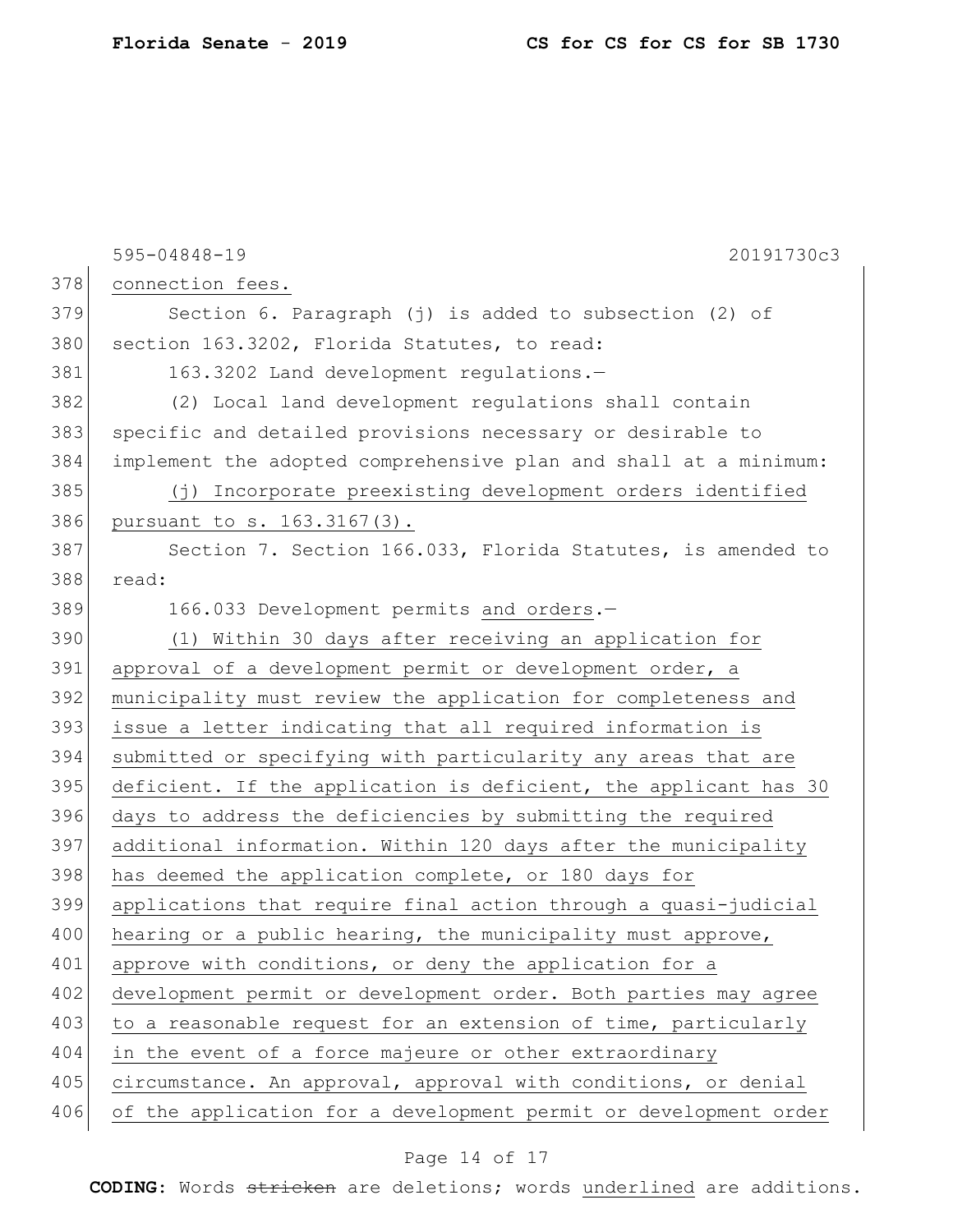connection fees.

Section 6. Paragraph (j) is added to subsection (2) of section 163.3202, Florida Statutes, to read:

163.3202 Land development regulations.—

(2) Local land development regulations shall contain specific and detailed provisions necessary or desirable to implement the adopted comprehensive plan and shall at a minimum:

<u>(j) Incorporate preexisting development orders identified pursuant to s. 163.3167(3).</u>

Section 7. Section 166.033, Florida Statutes, is amended to read:

166.033 Development permits <u>and orders</u>.—

<u>(1) Within 30 days after receiving an application for approval of a development permit or development order, a municipality must review the application for completeness and issue a letter indicating that all required information is submitted or specifying with particularity any areas that are deficient. If the application is deficient, the applicant has 30 days to address the deficiencies by submitting the required additional information. Within 120 days after the municipality has deemed the application complete, or 180 days for applications that require final action through a quasi-judicial hearing or a public hearing, the municipality must approve, approve with conditions, or deny the application for a development permit or development order. Both parties may agree to a reasonable request for an extension of time, particularly in the event of a force majeure or other extraordinary circumstance. An approval, approval with conditions, or denial of the application for a development permit or development order</u>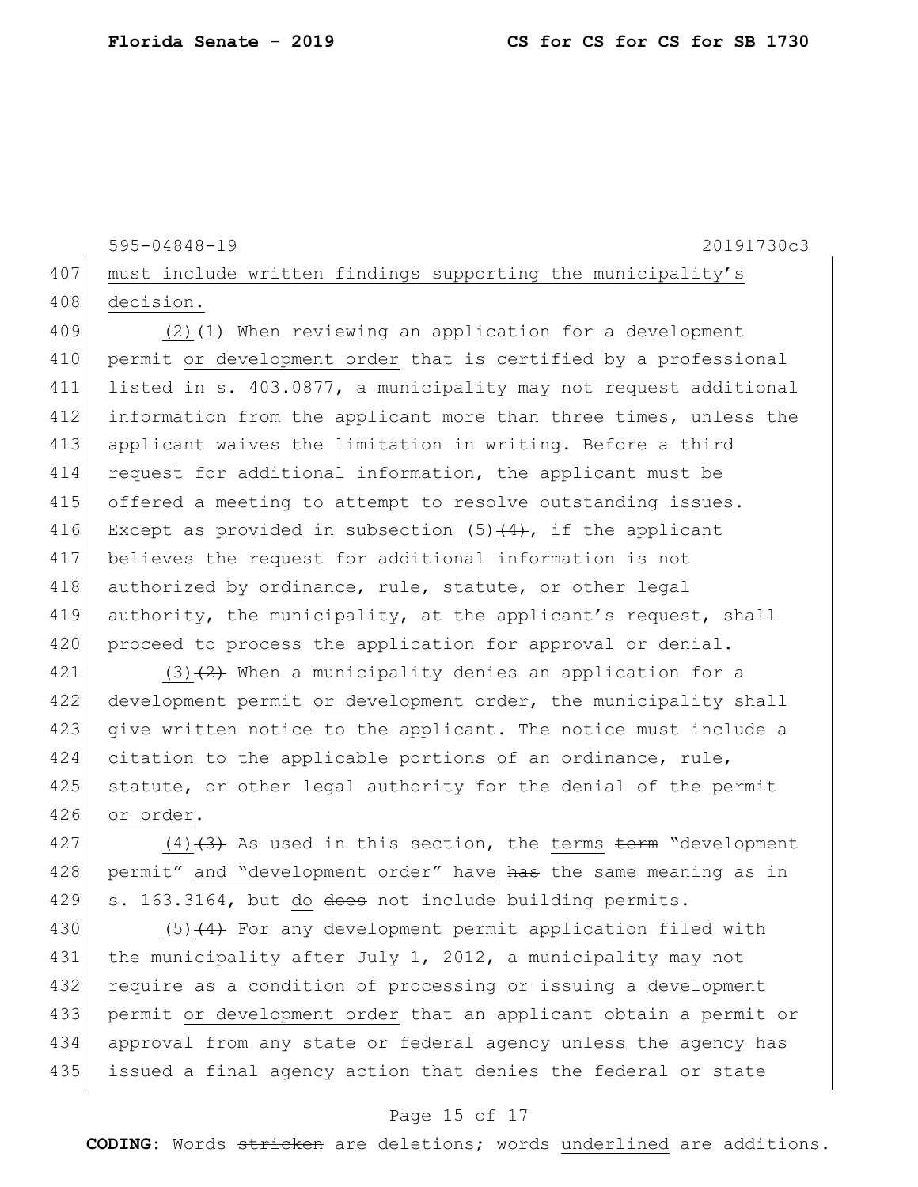must include written findings supporting the municipality's decision.

(2)~~(1)~~ When reviewing an application for a development permit or development order that is certified by a professional listed in s. 403.0877, a municipality may not request additional information from the applicant more than three times, unless the applicant waives the limitation in writing. Before a third request for additional information, the applicant must be offered a meeting to attempt to resolve outstanding issues. Except as provided in subsection (5)~~(4)~~, if the applicant believes the request for additional information is not authorized by ordinance, rule, statute, or other legal authority, the municipality, at the applicant's request, shall proceed to process the application for approval or denial.

(3)~~(2)~~ When a municipality denies an application for a development permit or development order, the municipality shall give written notice to the applicant. The notice must include a citation to the applicable portions of an ordinance, rule, statute, or other legal authority for the denial of the permit or order.

(4)~~(3)~~ As used in this section, the terms ~~term~~ "development permit" and "development order" have ~~has~~ the same meaning as in s. 163.3164, but do ~~does~~ not include building permits.

(5)~~(4)~~ For any development permit application filed with the municipality after July 1, 2012, a municipality may not require as a condition of processing or issuing a development permit or development order that an applicant obtain a permit or approval from any state or federal agency unless the agency has issued a final agency action that denies the federal or state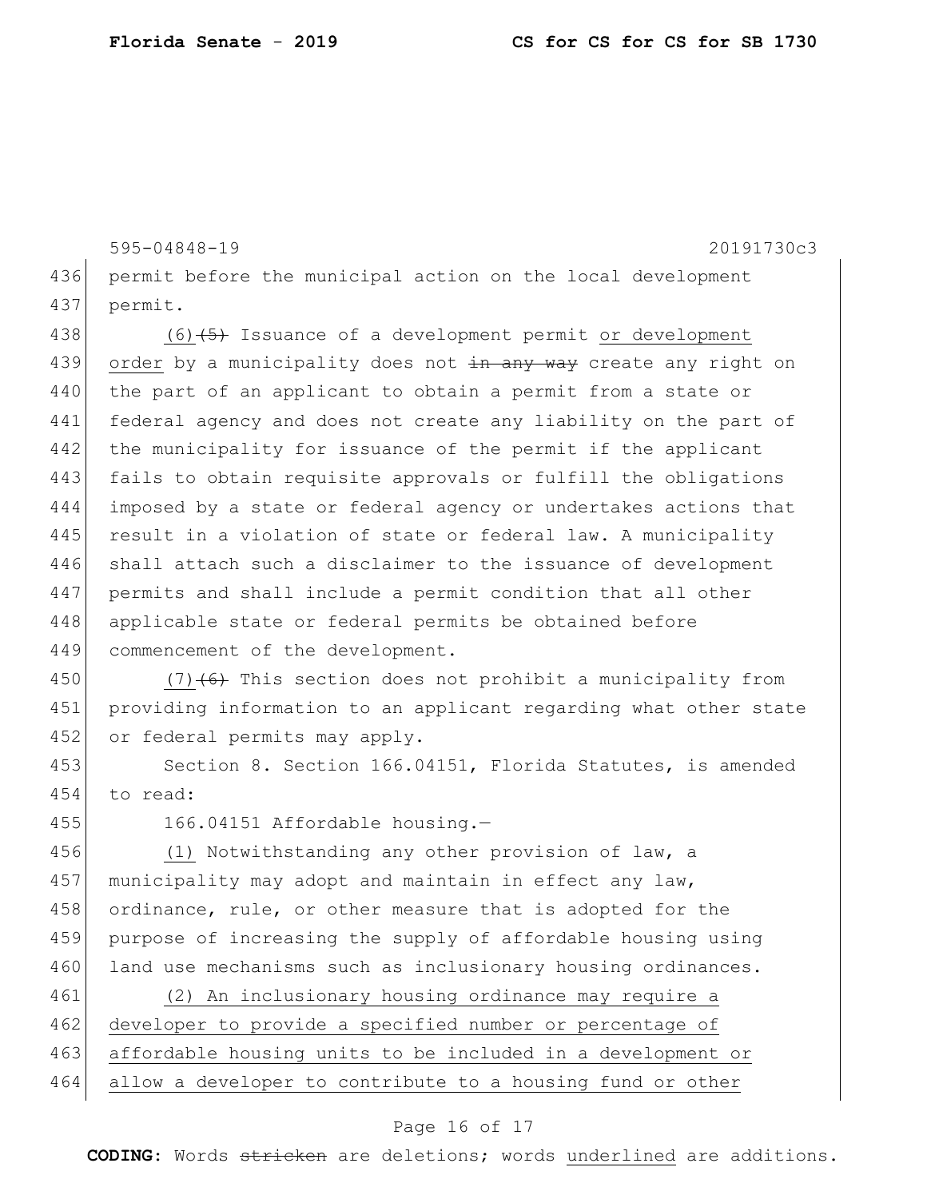permit before the municipal action on the local development permit.

(6) ~~(5)~~ Issuance of a development permit <u>or development order</u> by a municipality does not ~~in any way~~ create any right on the part of an applicant to obtain a permit from a state or federal agency and does not create any liability on the part of the municipality for issuance of the permit if the applicant fails to obtain requisite approvals or fulfill the obligations imposed by a state or federal agency or undertakes actions that result in a violation of state or federal law. A municipality shall attach such a disclaimer to the issuance of development permits and shall include a permit condition that all other applicable state or federal permits be obtained before commencement of the development.

(7) ~~(6)~~ This section does not prohibit a municipality from providing information to an applicant regarding what other state or federal permits may apply.

Section 8. Section 166.04151, Florida Statutes, is amended to read:

166.04151 Affordable housing.—

<u>(1)</u> Notwithstanding any other provision of law, a municipality may adopt and maintain in effect any law, ordinance, rule, or other measure that is adopted for the purpose of increasing the supply of affordable housing using land use mechanisms such as inclusionary housing ordinances.

<u>(2) An inclusionary housing ordinance may require a developer to provide a specified number or percentage of affordable housing units to be included in a development or allow a developer to contribute to a housing fund or other</u>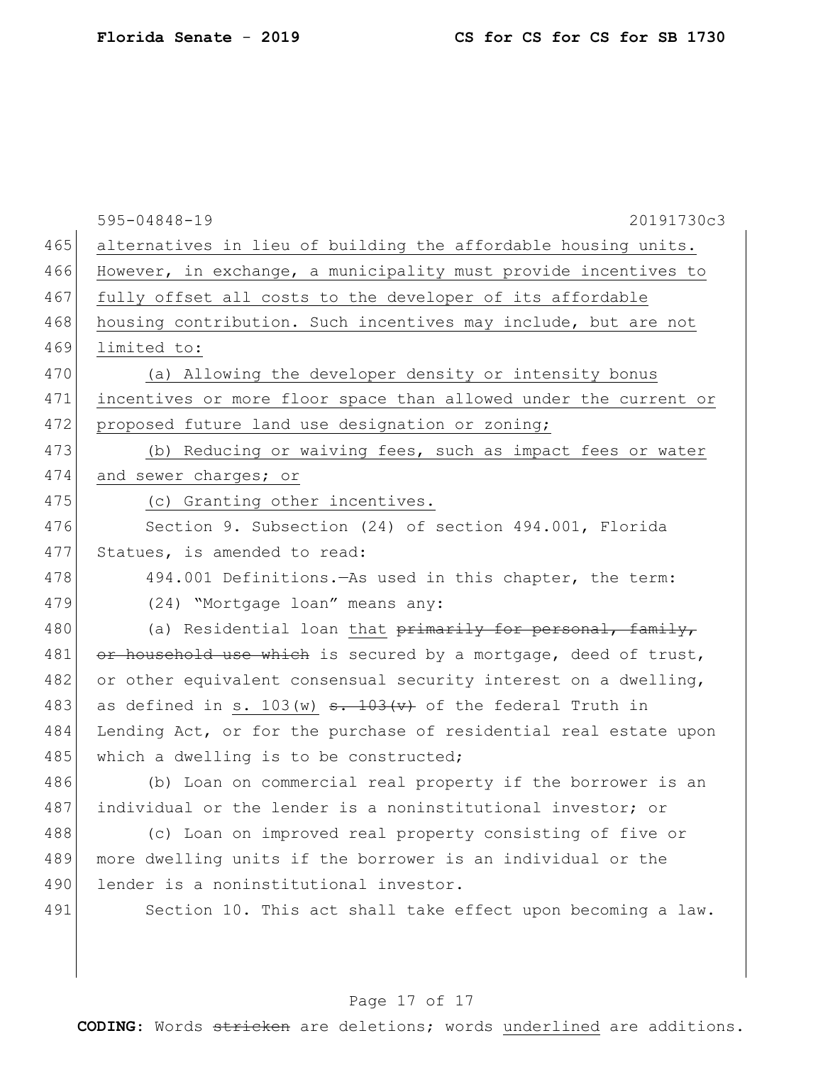alternatives in lieu of building the affordable housing units. However, in exchange, a municipality must provide incentives to fully offset all costs to the developer of its affordable housing contribution. Such incentives may include, but are not limited to:

(a) Allowing the developer density or intensity bonus incentives or more floor space than allowed under the current or proposed future land use designation or zoning;

(b) Reducing or waiving fees, such as impact fees or water and sewer charges; or

(c) Granting other incentives.

Section 9. Subsection (24) of section 494.001, Florida Statues, is amended to read:

494.001 Definitions.—As used in this chapter, the term:

(24) "Mortgage loan" means any:

(a) Residential loan that ~~primarily for personal, family, or household use which~~ is secured by a mortgage, deed of trust, or other equivalent consensual security interest on a dwelling, as defined in s. 103(w) ~~s. 103(v)~~ of the federal Truth in Lending Act, or for the purchase of residential real estate upon which a dwelling is to be constructed;

(b) Loan on commercial real property if the borrower is an individual or the lender is a noninstitutional investor; or

(c) Loan on improved real property consisting of five or more dwelling units if the borrower is an individual or the lender is a noninstitutional investor.

Section 10. This act shall take effect upon becoming a law.

**CODING:** Words ~~stricken~~ are deletions; words underlined are additions.